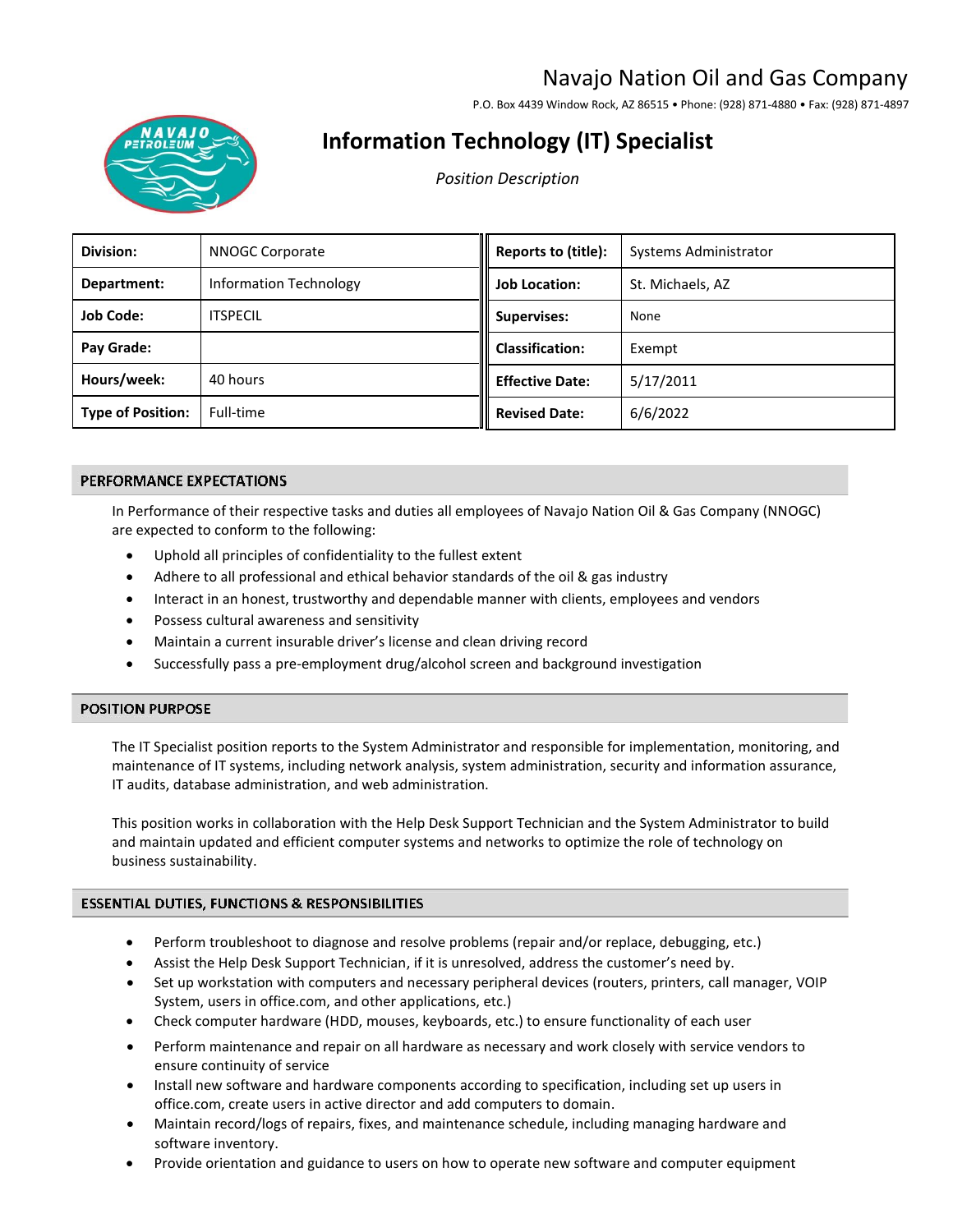# Navajo Nation Oil and Gas Company

P.O. Box 4439 Window Rock, AZ 86515 • Phone: (928) 871-4880 • Fax: (928) 871-4897

## Information Technology (IT) Specialist

*Position Description*

| | | | |
|---|---|---|---|
| **Division:** | NNOGC Corporate | **Reports to (title):** | Systems Administrator |
| **Department:** | Information Technology | **Job Location:** | St. Michaels, AZ |
| **Job Code:** | ITSPECIL | **Supervises:** | None |
| **Pay Grade:** | | **Classification:** | Exempt |
| **Hours/week:** | 40 hours | **Effective Date:** | 5/17/2011 |
| **Type of Position:** | Full-time | **Revised Date:** | 6/6/2022 |

### PERFORMANCE EXPECTATIONS

In Performance of their respective tasks and duties all employees of Navajo Nation Oil & Gas Company (NNOGC) are expected to conform to the following:

- Uphold all principles of confidentiality to the fullest extent
- Adhere to all professional and ethical behavior standards of the oil & gas industry
- Interact in an honest, trustworthy and dependable manner with clients, employees and vendors
- Possess cultural awareness and sensitivity
- Maintain a current insurable driver's license and clean driving record
- Successfully pass a pre-employment drug/alcohol screen and background investigation

### POSITION PURPOSE

The IT Specialist position reports to the System Administrator and responsible for implementation, monitoring, and maintenance of IT systems, including network analysis, system administration, security and information assurance, IT audits, database administration, and web administration.

This position works in collaboration with the Help Desk Support Technician and the System Administrator to build and maintain updated and efficient computer systems and networks to optimize the role of technology on business sustainability.

### ESSENTIAL DUTIES, FUNCTIONS & RESPONSIBILITIES

- Perform troubleshoot to diagnose and resolve problems (repair and/or replace, debugging, etc.)
- Assist the Help Desk Support Technician, if it is unresolved, address the customer's need by.
- Set up workstation with computers and necessary peripheral devices (routers, printers, call manager, VOIP System, users in office.com, and other applications, etc.)
- Check computer hardware (HDD, mouses, keyboards, etc.) to ensure functionality of each user
- Perform maintenance and repair on all hardware as necessary and work closely with service vendors to ensure continuity of service
- Install new software and hardware components according to specification, including set up users in office.com, create users in active director and add computers to domain.
- Maintain record/logs of repairs, fixes, and maintenance schedule, including managing hardware and software inventory.
- Provide orientation and guidance to users on how to operate new software and computer equipment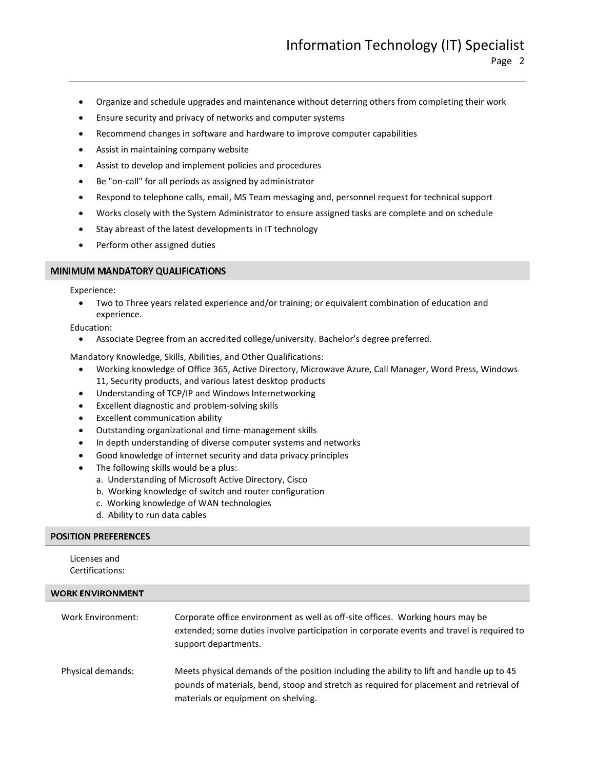- Organize and schedule upgrades and maintenance without deterring others from completing their work
- Ensure security and privacy of networks and computer systems
- Recommend changes in software and hardware to improve computer capabilities
- Assist in maintaining company website
- Assist to develop and implement policies and procedures
- Be "on-call" for all periods as assigned by administrator
- Respond to telephone calls, email, MS Team messaging and, personnel request for technical support
- Works closely with the System Administrator to ensure assigned tasks are complete and on schedule
- Stay abreast of the latest developments in IT technology
- Perform other assigned duties

## MINIMUM MANDATORY QUALIFICATIONS

Experience:

- Two to Three years related experience and/or training; or equivalent combination of education and experience.

Education:

- Associate Degree from an accredited college/university. Bachelor's degree preferred.

Mandatory Knowledge, Skills, Abilities, and Other Qualifications:

- Working knowledge of Office 365, Active Directory, Microwave Azure, Call Manager, Word Press, Windows 11, Security products, and various latest desktop products
- Understanding of TCP/IP and Windows Internetworking
- Excellent diagnostic and problem-solving skills
- Excellent communication ability
- Outstanding organizational and time-management skills
- In depth understanding of diverse computer systems and networks
- Good knowledge of internet security and data privacy principles
- The following skills would be a plus:
  a. Understanding of Microsoft Active Directory, Cisco
  b. Working knowledge of switch and router configuration
  c. Working knowledge of WAN technologies
  d. Ability to run data cables

## POSITION PREFERENCES

Licenses and Certifications:

## WORK ENVIRONMENT

**Work Environment:** Corporate office environment as well as off-site offices. Working hours may be extended; some duties involve participation in corporate events and travel is required to support departments.

**Physical demands:** Meets physical demands of the position including the ability to lift and handle up to 45 pounds of materials, bend, stoop and stretch as required for placement and retrieval of materials or equipment on shelving.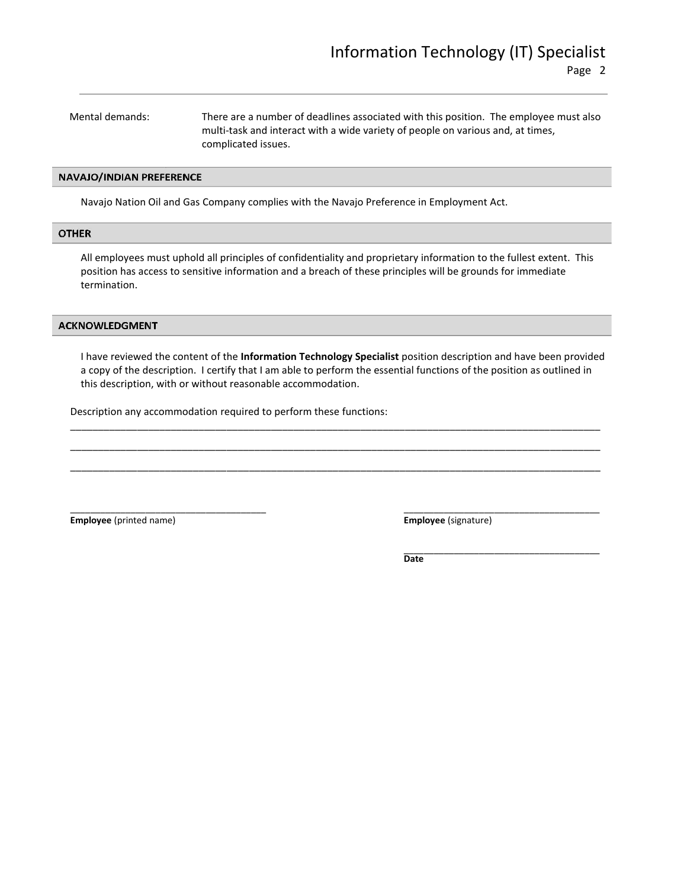Mental demands: There are a number of deadlines associated with this position. The employee must also multi-task and interact with a wide variety of people on various and, at times, complicated issues.

## NAVAJO/INDIAN PREFERENCE

Navajo Nation Oil and Gas Company complies with the Navajo Preference in Employment Act.

## OTHER

All employees must uphold all principles of confidentiality and proprietary information to the fullest extent. This position has access to sensitive information and a breach of these principles will be grounds for immediate termination.

## ACKNOWLEDGMENT

I have reviewed the content of the **Information Technology Specialist** position description and have been provided a copy of the description. I certify that I am able to perform the essential functions of the position as outlined in this description, with or without reasonable accommodation.

Description any accommodation required to perform these functions:

____________________________________________________________________________________________

____________________________________________________________________________________________

____________________________________________________________________________________________

______________________________________ **Employee** (printed name)

______________________________________ **Employee** (signature)

______________________________________ **Date**